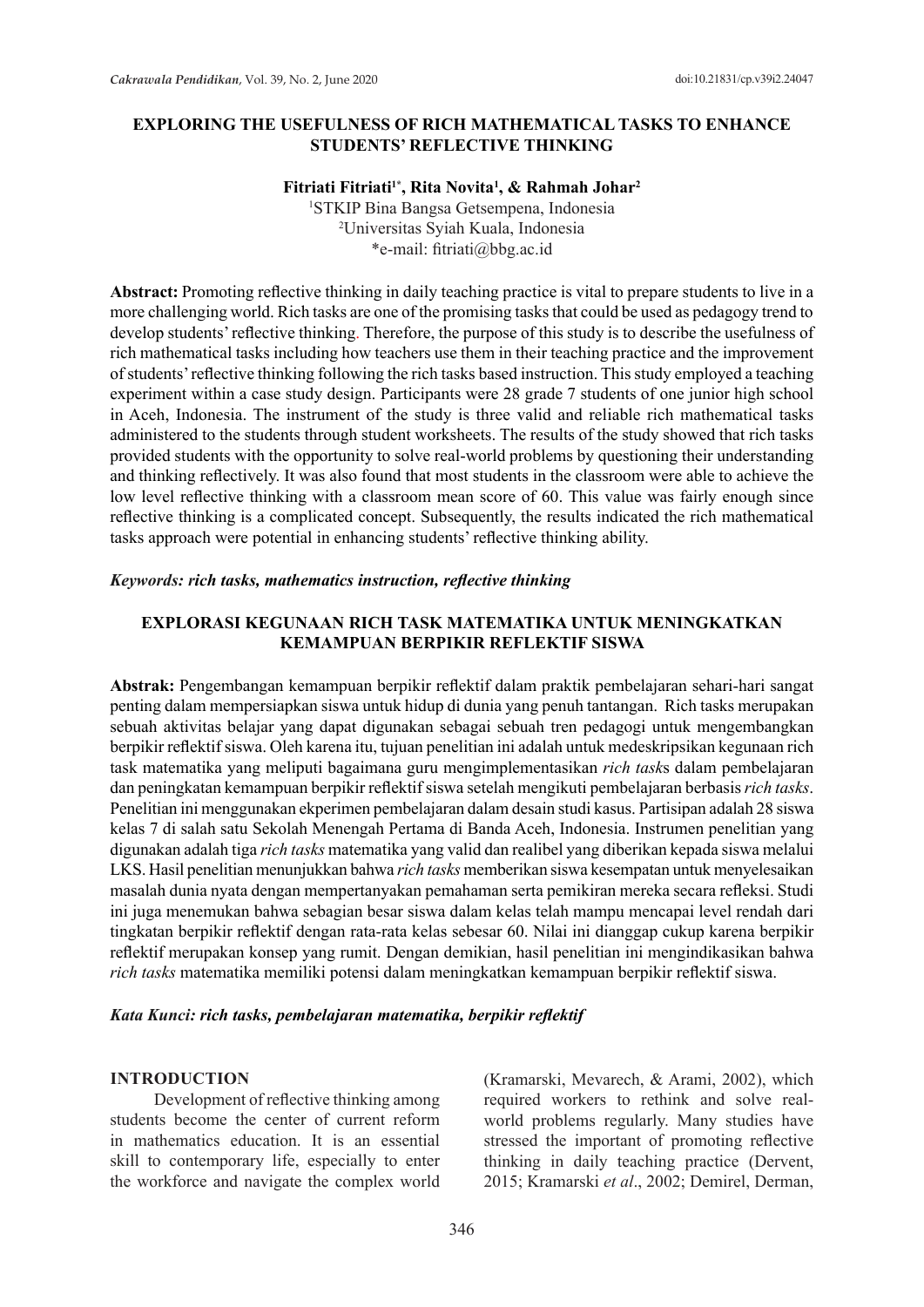# EXPLORING THE USEFULNESS OF RICH MATHEMATICAL TASKS TO ENHANCE STUDENTS' REFLECTIVE THINKING

**Fitriati Fitriati[1*], Rita Novita[1], & Rahmah Johar[2]**

[1]STKIP Bina Bangsa Getsempena, Indonesia
[2]Universitas Syiah Kuala, Indonesia
*e-mail: fitriati@bbg.ac.id

**Abstract:** Promoting reflective thinking in daily teaching practice is vital to prepare students to live in a more challenging world. Rich tasks are one of the promising tasks that could be used as pedagogy trend to develop students' reflective thinking. Therefore, the purpose of this study is to describe the usefulness of rich mathematical tasks including how teachers use them in their teaching practice and the improvement of students' reflective thinking following the rich tasks based instruction. This study employed a teaching experiment within a case study design. Participants were 28 grade 7 students of one junior high school in Aceh, Indonesia. The instrument of the study is three valid and reliable rich mathematical tasks administered to the students through student worksheets. The results of the study showed that rich tasks provided students with the opportunity to solve real-world problems by questioning their understanding and thinking reflectively. It was also found that most students in the classroom were able to achieve the low level reflective thinking with a classroom mean score of 60. This value was fairly enough since reflective thinking is a complicated concept. Subsequently, the results indicated the rich mathematical tasks approach were potential in enhancing students' reflective thinking ability.

***Keywords: rich tasks, mathematics instruction, reflective thinking***

## EXPLORASI KEGUNAAN RICH TASK MATEMATIKA UNTUK MENINGKATKAN KEMAMPUAN BERPIKIR REFLEKTIF SISWA

**Abstrak:** Pengembangan kemampuan berpikir reflektif dalam praktik pembelajaran sehari-hari sangat penting dalam mempersiapkan siswa untuk hidup di dunia yang penuh tantangan. Rich tasks merupakan sebuah aktivitas belajar yang dapat digunakan sebagai sebuah tren pedagogi untuk mengembangkan berpikir reflektif siswa. Oleh karena itu, tujuan penelitian ini adalah untuk medeskripsikan kegunaan rich task matematika yang meliputi bagaimana guru mengimplementasikan *rich task*s dalam pembelajaran dan peningkatan kemampuan berpikir reflektif siswa setelah mengikuti pembelajaran berbasis *rich tasks*. Penelitian ini menggunakan ekperimen pembelajaran dalam desain studi kasus. Partisipan adalah 28 siswa kelas 7 di salah satu Sekolah Menengah Pertama di Banda Aceh, Indonesia. Instrumen penelitian yang digunakan adalah tiga *rich tasks* matematika yang valid dan realibel yang diberikan kepada siswa melalui LKS. Hasil penelitian menunjukkan bahwa *rich tasks* memberikan siswa kesempatan untuk menyelesaikan masalah dunia nyata dengan mempertanyakan pemahaman serta pemikiran mereka secara refleksi. Studi ini juga menemukan bahwa sebagian besar siswa dalam kelas telah mampu mencapai level rendah dari tingkatan berpikir reflektif dengan rata-rata kelas sebesar 60. Nilai ini dianggap cukup karena berpikir reflektif merupakan konsep yang rumit. Dengan demikian, hasil penelitian ini mengindikasikan bahwa *rich tasks* matematika memiliki potensi dalam meningkatkan kemampuan berpikir reflektif siswa.

***Kata Kunci: rich tasks, pembelajaran matematika, berpikir reflektif***

## INTRODUCTION

Development of reflective thinking among students become the center of current reform in mathematics education. It is an essential skill to contemporary life, especially to enter the workforce and navigate the complex world (Kramarski, Mevarech, & Arami, 2002), which required workers to rethink and solve real-world problems regularly. Many studies have stressed the important of promoting reflective thinking in daily teaching practice (Dervent, 2015; Kramarski *et al*., 2002; Demirel, Derman,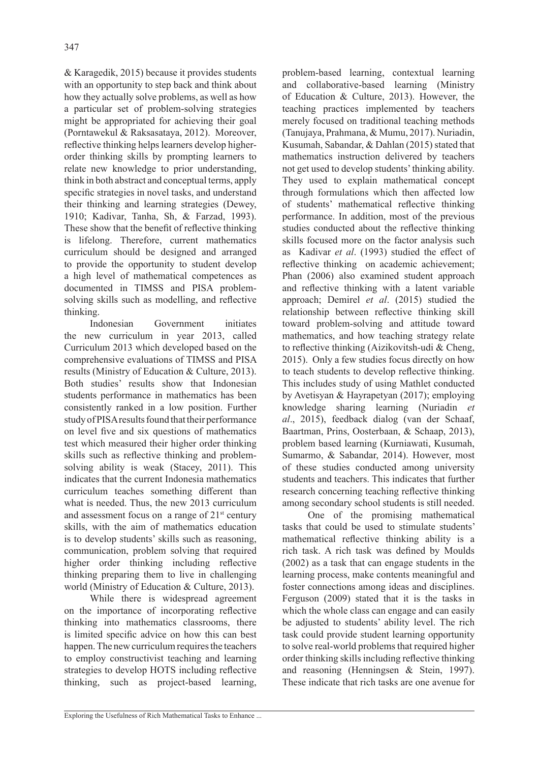& Karagedik, 2015) because it provides students with an opportunity to step back and think about how they actually solve problems, as well as how a particular set of problem-solving strategies might be appropriated for achieving their goal (Porntawekul & Raksasataya, 2012). Moreover, reflective thinking helps learners develop higher-order thinking skills by prompting learners to relate new knowledge to prior understanding, think in both abstract and conceptual terms, apply specific strategies in novel tasks, and understand their thinking and learning strategies (Dewey, 1910; Kadivar, Tanha, Sh, & Farzad, 1993). These show that the benefit of reflective thinking is lifelong. Therefore, current mathematics curriculum should be designed and arranged to provide the opportunity to student develop a high level of mathematical competences as documented in TIMSS and PISA problem-solving skills such as modelling, and reflective thinking.

Indonesian Government initiates the new curriculum in year 2013, called Curriculum 2013 which developed based on the comprehensive evaluations of TIMSS and PISA results (Ministry of Education & Culture, 2013). Both studies' results show that Indonesian students performance in mathematics has been consistently ranked in a low position. Further study of PISA results found that their performance on level five and six questions of mathematics test which measured their higher order thinking skills such as reflective thinking and problem-solving ability is weak (Stacey, 2011). This indicates that the current Indonesia mathematics curriculum teaches something different than what is needed. Thus, the new 2013 curriculum and assessment focus on a range of 21st century skills, with the aim of mathematics education is to develop students' skills such as reasoning, communication, problem solving that required higher order thinking including reflective thinking preparing them to live in challenging world (Ministry of Education & Culture, 2013).

While there is widespread agreement on the importance of incorporating reflective thinking into mathematics classrooms, there is limited specific advice on how this can best happen. The new curriculum requires the teachers to employ constructivist teaching and learning strategies to develop HOTS including reflective thinking, such as project-based learning, problem-based learning, contextual learning and collaborative-based learning (Ministry of Education & Culture, 2013). However, the teaching practices implemented by teachers merely focused on traditional teaching methods (Tanujaya, Prahmana, & Mumu, 2017). Nuriadin, Kusumah, Sabandar, & Dahlan (2015) stated that mathematics instruction delivered by teachers not get used to develop students' thinking ability. They used to explain mathematical concept through formulations which then affected low of students' mathematical reflective thinking performance. In addition, most of the previous studies conducted about the reflective thinking skills focused more on the factor analysis such as Kadivar *et al*. (1993) studied the effect of reflective thinking on academic achievement; Phan (2006) also examined student approach and reflective thinking with a latent variable approach; Demirel *et al*. (2015) studied the relationship between reflective thinking skill toward problem-solving and attitude toward mathematics, and how teaching strategy relate to reflective thinking (Aizikovitsh-udi & Cheng, 2015). Only a few studies focus directly on how to teach students to develop reflective thinking. This includes study of using Mathlet conducted by Avetisyan & Hayrapetyan (2017); employing knowledge sharing learning (Nuriadin *et al*., 2015), feedback dialog (van der Schaaf, Baartman, Prins, Oosterbaan, & Schaap, 2013), problem based learning (Kurniawati, Kusumah, Sumarmo, & Sabandar, 2014). However, most of these studies conducted among university students and teachers. This indicates that further research concerning teaching reflective thinking among secondary school students is still needed.

One of the promising mathematical tasks that could be used to stimulate students' mathematical reflective thinking ability is a rich task. A rich task was defined by Moulds (2002) as a task that can engage students in the learning process, make contents meaningful and foster connections among ideas and disciplines. Ferguson (2009) stated that it is the tasks in which the whole class can engage and can easily be adjusted to students' ability level. The rich task could provide student learning opportunity to solve real-world problems that required higher order thinking skills including reflective thinking and reasoning (Henningsen & Stein, 1997). These indicate that rich tasks are one avenue for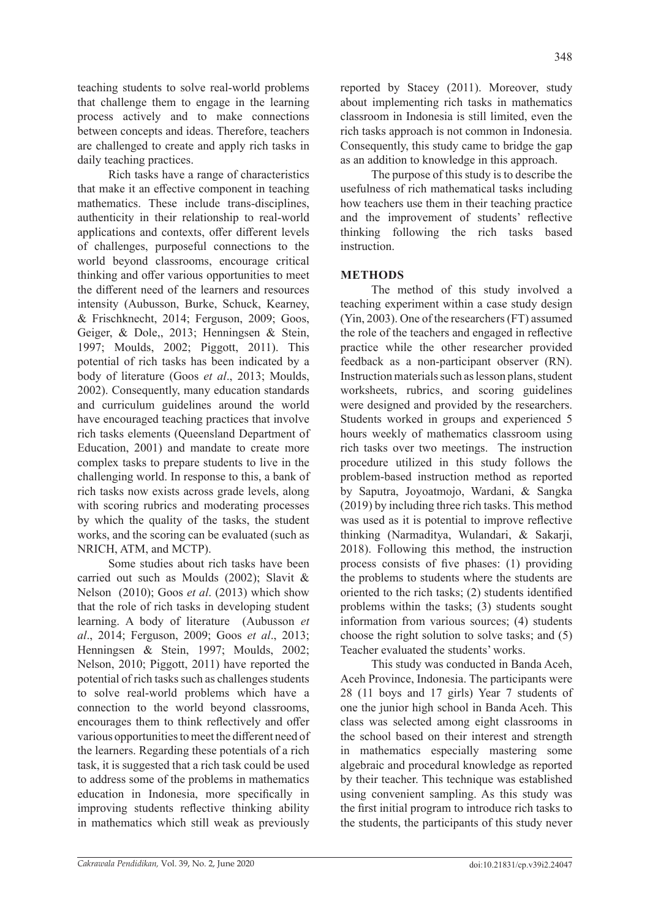teaching students to solve real-world problems that challenge them to engage in the learning process actively and to make connections between concepts and ideas. Therefore, teachers are challenged to create and apply rich tasks in daily teaching practices.

Rich tasks have a range of characteristics that make it an effective component in teaching mathematics. These include trans-disciplines, authenticity in their relationship to real-world applications and contexts, offer different levels of challenges, purposeful connections to the world beyond classrooms, encourage critical thinking and offer various opportunities to meet the different need of the learners and resources intensity (Aubusson, Burke, Schuck, Kearney, & Frischknecht, 2014; Ferguson, 2009; Goos, Geiger, & Dole,, 2013; Henningsen & Stein, 1997; Moulds, 2002; Piggott, 2011). This potential of rich tasks has been indicated by a body of literature (Goos *et al*., 2013; Moulds, 2002). Consequently, many education standards and curriculum guidelines around the world have encouraged teaching practices that involve rich tasks elements (Queensland Department of Education, 2001) and mandate to create more complex tasks to prepare students to live in the challenging world. In response to this, a bank of rich tasks now exists across grade levels, along with scoring rubrics and moderating processes by which the quality of the tasks, the student works, and the scoring can be evaluated (such as NRICH, ATM, and MCTP).

Some studies about rich tasks have been carried out such as Moulds (2002); Slavit & Nelson (2010); Goos *et al*. (2013) which show that the role of rich tasks in developing student learning. A body of literature (Aubusson *et al*., 2014; Ferguson, 2009; Goos *et al*., 2013; Henningsen & Stein, 1997; Moulds, 2002; Nelson, 2010; Piggott, 2011) have reported the potential of rich tasks such as challenges students to solve real-world problems which have a connection to the world beyond classrooms, encourages them to think reflectively and offer various opportunities to meet the different need of the learners. Regarding these potentials of a rich task, it is suggested that a rich task could be used to address some of the problems in mathematics education in Indonesia, more specifically in improving students reflective thinking ability in mathematics which still weak as previously reported by Stacey (2011). Moreover, study about implementing rich tasks in mathematics classroom in Indonesia is still limited, even the rich tasks approach is not common in Indonesia. Consequently, this study came to bridge the gap as an addition to knowledge in this approach.

The purpose of this study is to describe the usefulness of rich mathematical tasks including how teachers use them in their teaching practice and the improvement of students' reflective thinking following the rich tasks based instruction.

## METHODS

The method of this study involved a teaching experiment within a case study design (Yin, 2003). One of the researchers (FT) assumed the role of the teachers and engaged in reflective practice while the other researcher provided feedback as a non-participant observer (RN). Instruction materials such as lesson plans, student worksheets, rubrics, and scoring guidelines were designed and provided by the researchers. Students worked in groups and experienced 5 hours weekly of mathematics classroom using rich tasks over two meetings. The instruction procedure utilized in this study follows the problem-based instruction method as reported by Saputra, Joyoatmojo, Wardani, & Sangka (2019) by including three rich tasks. This method was used as it is potential to improve reflective thinking (Narmaditya, Wulandari, & Sakarji, 2018). Following this method, the instruction process consists of five phases: (1) providing the problems to students where the students are oriented to the rich tasks; (2) students identified problems within the tasks; (3) students sought information from various sources; (4) students choose the right solution to solve tasks; and (5) Teacher evaluated the students' works.

This study was conducted in Banda Aceh, Aceh Province, Indonesia. The participants were 28 (11 boys and 17 girls) Year 7 students of one the junior high school in Banda Aceh. This class was selected among eight classrooms in the school based on their interest and strength in mathematics especially mastering some algebraic and procedural knowledge as reported by their teacher. This technique was established using convenient sampling. As this study was the first initial program to introduce rich tasks to the students, the participants of this study never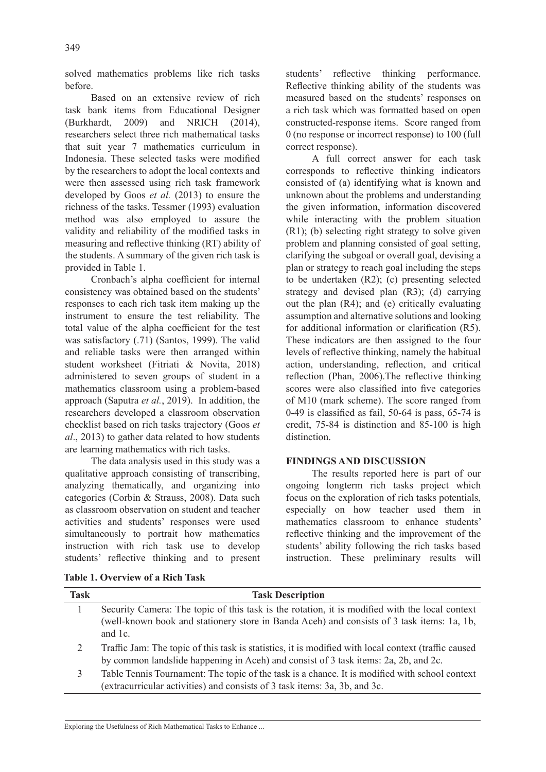solved mathematics problems like rich tasks before.

Based on an extensive review of rich task bank items from Educational Designer (Burkhardt, 2009) and NRICH (2014), researchers select three rich mathematical tasks that suit year 7 mathematics curriculum in Indonesia. These selected tasks were modified by the researchers to adopt the local contexts and were then assessed using rich task framework developed by Goos *et al.* (2013) to ensure the richness of the tasks. Tessmer (1993) evaluation method was also employed to assure the validity and reliability of the modified tasks in measuring and reflective thinking (RT) ability of the students. A summary of the given rich task is provided in Table 1.

Cronbach's alpha coefficient for internal consistency was obtained based on the students' responses to each rich task item making up the instrument to ensure the test reliability. The total value of the alpha coefficient for the test was satisfactory (.71) (Santos, 1999). The valid and reliable tasks were then arranged within student worksheet (Fitriati & Novita, 2018) administered to seven groups of student in a mathematics classroom using a problem-based approach (Saputra *et al.*, 2019). In addition, the researchers developed a classroom observation checklist based on rich tasks trajectory (Goos *et al*., 2013) to gather data related to how students are learning mathematics with rich tasks.

The data analysis used in this study was a qualitative approach consisting of transcribing, analyzing thematically, and organizing into categories (Corbin & Strauss, 2008). Data such as classroom observation on student and teacher activities and students' responses were used simultaneously to portrait how mathematics instruction with rich task use to develop students' reflective thinking and to present students' reflective thinking performance. Reflective thinking ability of the students was measured based on the students' responses on a rich task which was formatted based on open constructed-response items. Score ranged from 0 (no response or incorrect response) to 100 (full correct response).

A full correct answer for each task corresponds to reflective thinking indicators consisted of (a) identifying what is known and unknown about the problems and understanding the given information, information discovered while interacting with the problem situation (R1); (b) selecting right strategy to solve given problem and planning consisted of goal setting, clarifying the subgoal or overall goal, devising a plan or strategy to reach goal including the steps to be undertaken (R2); (c) presenting selected strategy and devised plan (R3); (d) carrying out the plan (R4); and (e) critically evaluating assumption and alternative solutions and looking for additional information or clarification (R5). These indicators are then assigned to the four levels of reflective thinking, namely the habitual action, understanding, reflection, and critical reflection (Phan, 2006).The reflective thinking scores were also classified into five categories of M10 (mark scheme). The score ranged from 0-49 is classified as fail, 50-64 is pass, 65-74 is credit, 75-84 is distinction and 85-100 is high distinction.

## FINDINGS AND DISCUSSION

The results reported here is part of our ongoing longterm rich tasks project which focus on the exploration of rich tasks potentials, especially on how teacher used them in mathematics classroom to enhance students' reflective thinking and the improvement of the students' ability following the rich tasks based instruction. These preliminary results will

**Table 1. Overview of a Rich Task**

| Task | Task Description |
|---|---|
| 1 | Security Camera: The topic of this task is the rotation, it is modified with the local context (well-known book and stationery store in Banda Aceh) and consists of 3 task items: 1a, 1b, and 1c. |
| 2 | Traffic Jam: The topic of this task is statistics, it is modified with local context (traffic caused by common landslide happening in Aceh) and consist of 3 task items: 2a, 2b, and 2c. |
| 3 | Table Tennis Tournament: The topic of the task is a chance. It is modified with school context (extracurricular activities) and consists of 3 task items: 3a, 3b, and 3c. |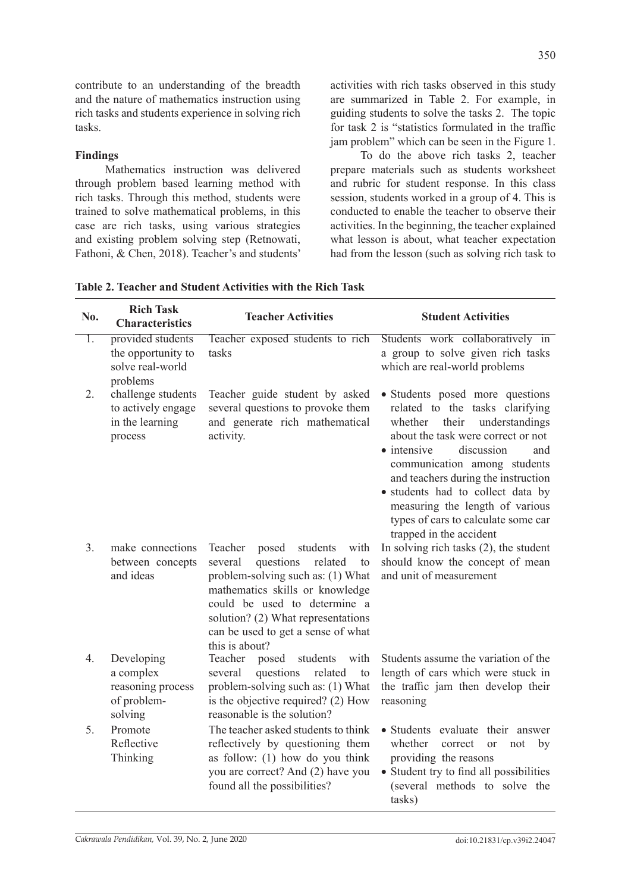contribute to an understanding of the breadth and the nature of mathematics instruction using rich tasks and students experience in solving rich tasks.

**Findings**

Mathematics instruction was delivered through problem based learning method with rich tasks. Through this method, students were trained to solve mathematical problems, in this case are rich tasks, using various strategies and existing problem solving step (Retnowati, Fathoni, & Chen, 2018). Teacher's and students' activities with rich tasks observed in this study are summarized in Table 2. For example, in guiding students to solve the tasks 2. The topic for task 2 is "statistics formulated in the traffic jam problem" which can be seen in the Figure 1.

To do the above rich tasks 2, teacher prepare materials such as students worksheet and rubric for student response. In this class session, students worked in a group of 4. This is conducted to enable the teacher to observe their activities. In the beginning, the teacher explained what lesson is about, what teacher expectation had from the lesson (such as solving rich task to

**Table 2. Teacher and Student Activities with the Rich Task**

| No. | Rich Task Characteristics | Teacher Activities | Student Activities |
|---|---|---|---|
| 1. | provided students the opportunity to solve real-world problems | Teacher exposed students to rich tasks | Students work collaboratively in a group to solve given rich tasks which are real-world problems |
| 2. | challenge students to actively engage in the learning process | Teacher guide student by asked several questions to provoke them and generate rich mathematical activity. | • Students posed more questions related to the tasks clarifying whether their understandings about the task were correct or not<br>• intensive discussion and communication among students and teachers during the instruction<br>• students had to collect data by measuring the length of various types of cars to calculate some car trapped in the accident |
| 3. | make connections between concepts and ideas | Teacher posed students with several questions related to problem-solving such as: (1) What mathematics skills or knowledge could be used to determine a solution? (2) What representations can be used to get a sense of what this is about? | In solving rich tasks (2), the student should know the concept of mean and unit of measurement |
| 4. | Developing a complex reasoning process of problem-solving | Teacher posed students with several questions related to problem-solving such as: (1) What is the objective required? (2) How reasonable is the solution? | Students assume the variation of the length of cars which were stuck in the traffic jam then develop their reasoning |
| 5. | Promote Reflective Thinking | The teacher asked students to think reflectively by questioning them as follow: (1) how do you think you are correct? And (2) have you found all the possibilities? | • Students evaluate their answer whether correct or not by providing the reasons<br>• Student try to find all possibilities (several methods to solve the tasks) |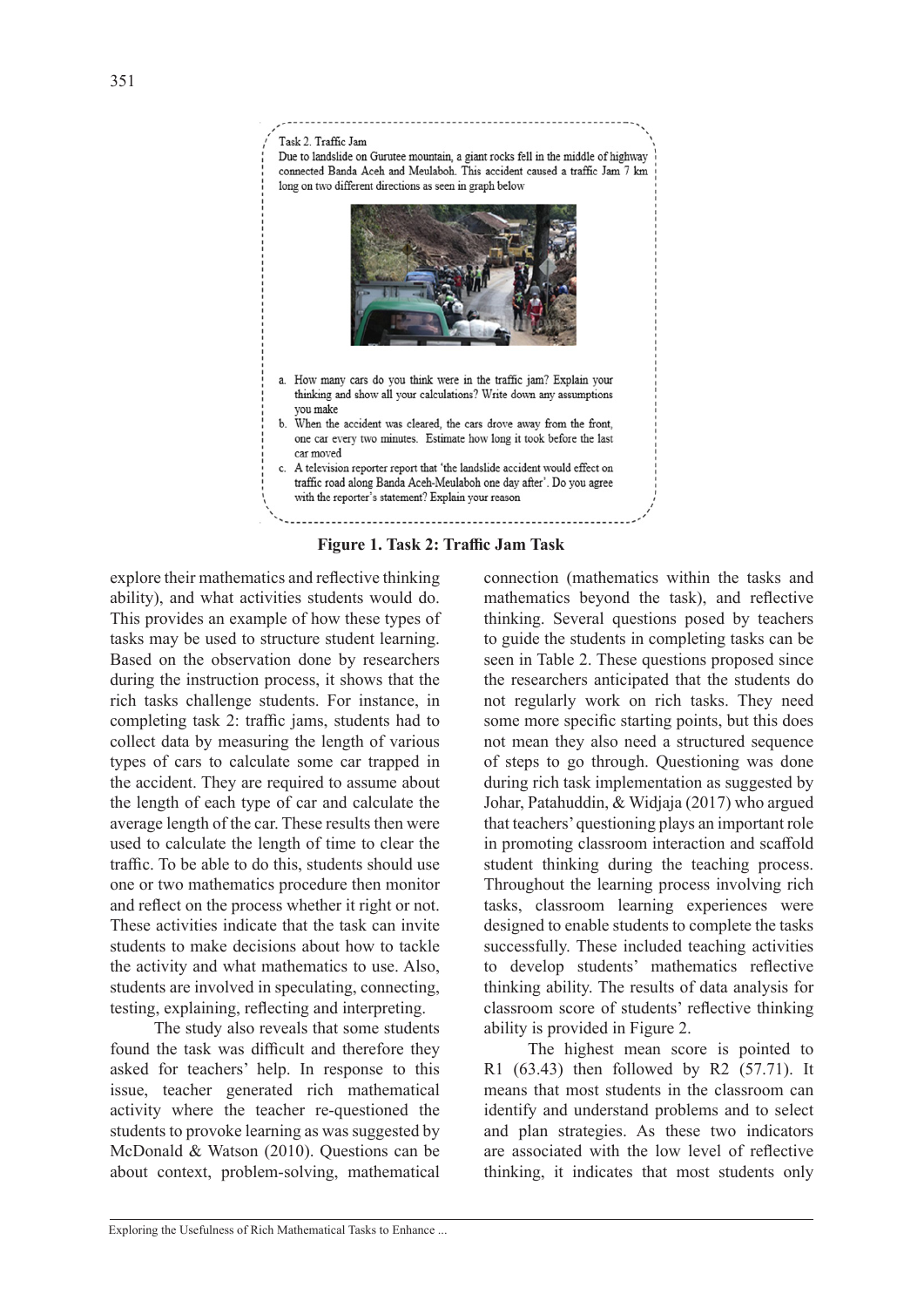Task 2. Traffic Jam

Due to landslide on Gurutee mountain, a giant rocks fell in the middle of highway connected Banda Aceh and Meulaboh. This accident caused a traffic Jam 7 km long on two different directions as seen in graph below

a. How many cars do you think were in the traffic jam? Explain your thinking and show all your calculations? Write down any assumptions you make
b. When the accident was cleared, the cars drove away from the front, one car every two minutes. Estimate how long it took before the last car moved
c. A television reporter report that 'the landslide accident would effect on traffic road along Banda Aceh-Meulaboh one day after'. Do you agree with the reporter's statement? Explain your reason

**Figure 1. Task 2: Traffic Jam Task**

explore their mathematics and reflective thinking ability), and what activities students would do. This provides an example of how these types of tasks may be used to structure student learning. Based on the observation done by researchers during the instruction process, it shows that the rich tasks challenge students. For instance, in completing task 2: traffic jams, students had to collect data by measuring the length of various types of cars to calculate some car trapped in the accident. They are required to assume about the length of each type of car and calculate the average length of the car. These results then were used to calculate the length of time to clear the traffic. To be able to do this, students should use one or two mathematics procedure then monitor and reflect on the process whether it right or not. These activities indicate that the task can invite students to make decisions about how to tackle the activity and what mathematics to use. Also, students are involved in speculating, connecting, testing, explaining, reflecting and interpreting.

The study also reveals that some students found the task was difficult and therefore they asked for teachers' help. In response to this issue, teacher generated rich mathematical activity where the teacher re-questioned the students to provoke learning as was suggested by McDonald & Watson (2010). Questions can be about context, problem-solving, mathematical connection (mathematics within the tasks and mathematics beyond the task), and reflective thinking. Several questions posed by teachers to guide the students in completing tasks can be seen in Table 2. These questions proposed since the researchers anticipated that the students do not regularly work on rich tasks. They need some more specific starting points, but this does not mean they also need a structured sequence of steps to go through. Questioning was done during rich task implementation as suggested by Johar, Patahuddin, & Widjaja (2017) who argued that teachers' questioning plays an important role in promoting classroom interaction and scaffold student thinking during the teaching process. Throughout the learning process involving rich tasks, classroom learning experiences were designed to enable students to complete the tasks successfully. These included teaching activities to develop students' mathematics reflective thinking ability. The results of data analysis for classroom score of students' reflective thinking ability is provided in Figure 2.

The highest mean score is pointed to R1 (63.43) then followed by R2 (57.71). It means that most students in the classroom can identify and understand problems and to select and plan strategies. As these two indicators are associated with the low level of reflective thinking, it indicates that most students only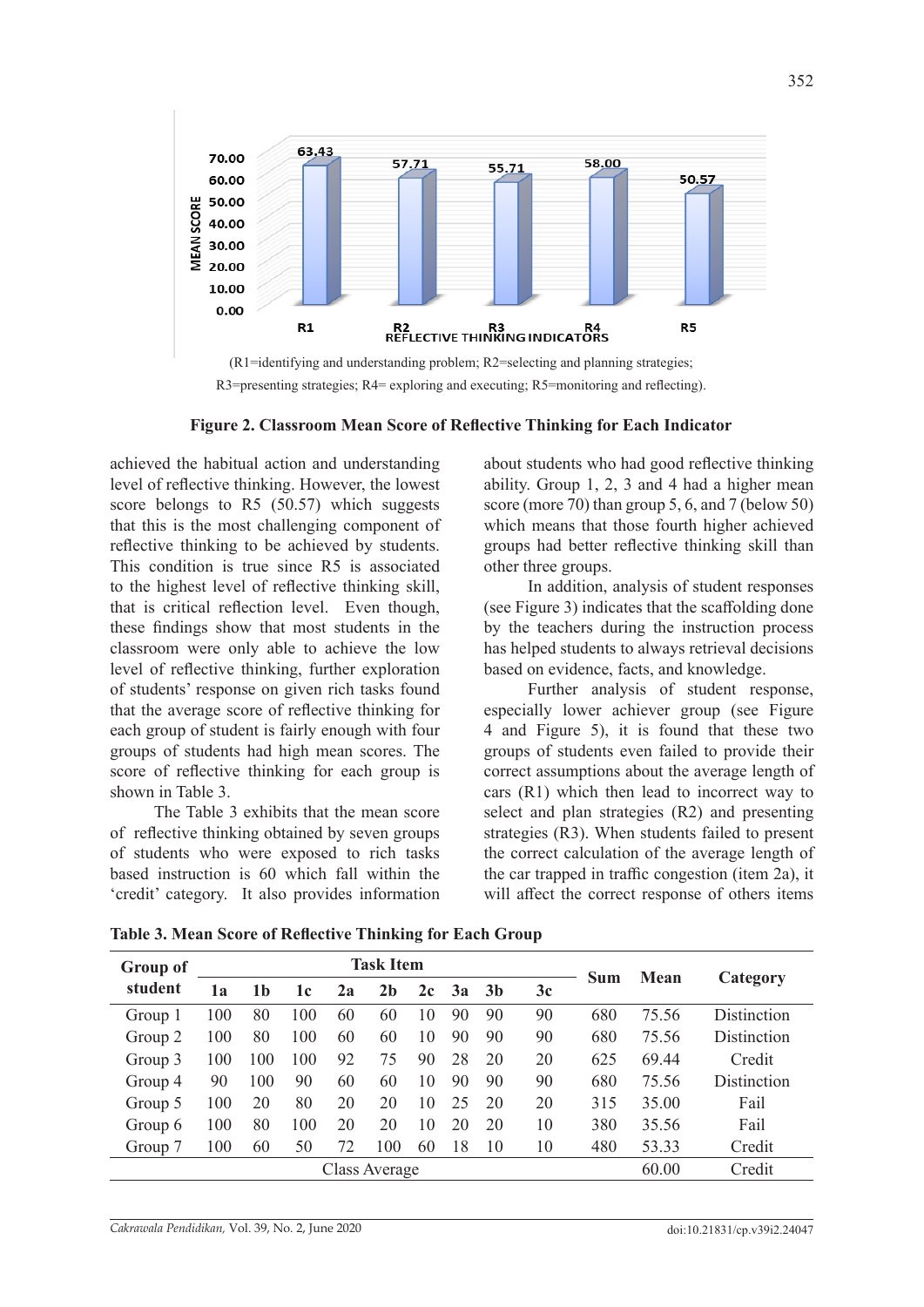(R1=identifying and understanding problem; R2=selecting and planning strategies; R3=presenting strategies; R4= exploring and executing; R5=monitoring and reflecting).

**Figure 2. Classroom Mean Score of Reflective Thinking for Each Indicator**

achieved the habitual action and understanding level of reflective thinking. However, the lowest score belongs to R5 (50.57) which suggests that this is the most challenging component of reflective thinking to be achieved by students. This condition is true since R5 is associated to the highest level of reflective thinking skill, that is critical reflection level. Even though, these findings show that most students in the classroom were only able to achieve the low level of reflective thinking, further exploration of students' response on given rich tasks found that the average score of reflective thinking for each group of student is fairly enough with four groups of students had high mean scores. The score of reflective thinking for each group is shown in Table 3.

The Table 3 exhibits that the mean score of reflective thinking obtained by seven groups of students who were exposed to rich tasks based instruction is 60 which fall within the 'credit' category. It also provides information about students who had good reflective thinking ability. Group 1, 2, 3 and 4 had a higher mean score (more 70) than group 5, 6, and 7 (below 50) which means that those fourth higher achieved groups had better reflective thinking skill than other three groups.

In addition, analysis of student responses (see Figure 3) indicates that the scaffolding done by the teachers during the instruction process has helped students to always retrieval decisions based on evidence, facts, and knowledge.

Further analysis of student response, especially lower achiever group (see Figure 4 and Figure 5), it is found that these two groups of students even failed to provide their correct assumptions about the average length of cars (R1) which then lead to incorrect way to select and plan strategies (R2) and presenting strategies (R3). When students failed to present the correct calculation of the average length of the car trapped in traffic congestion (item 2a), it will affect the correct response of others items

**Table 3. Mean Score of Reflective Thinking for Each Group**

| Group of student | Task Item | | | | | | | | | Sum | Mean | Category |
|---|---|---|---|---|---|---|---|---|---|---|---|---|
| | 1a | 1b | 1c | 2a | 2b | 2c | 3a | 3b | 3c | | | |
| Group 1 | 100 | 80 | 100 | 60 | 60 | 10 | 90 | 90 | 90 | 680 | 75.56 | Distinction |
| Group 2 | 100 | 80 | 100 | 60 | 60 | 10 | 90 | 90 | 90 | 680 | 75.56 | Distinction |
| Group 3 | 100 | 100 | 100 | 92 | 75 | 90 | 28 | 20 | 20 | 625 | 69.44 | Credit |
| Group 4 | 90 | 100 | 90 | 60 | 60 | 10 | 90 | 90 | 90 | 680 | 75.56 | Distinction |
| Group 5 | 100 | 20 | 80 | 20 | 20 | 10 | 25 | 20 | 20 | 315 | 35.00 | Fail |
| Group 6 | 100 | 80 | 100 | 20 | 20 | 10 | 20 | 20 | 10 | 380 | 35.56 | Fail |
| Group 7 | 100 | 60 | 50 | 72 | 100 | 60 | 18 | 10 | 10 | 480 | 53.33 | Credit |
| Class Average | | | | | | | | | | | 60.00 | Credit |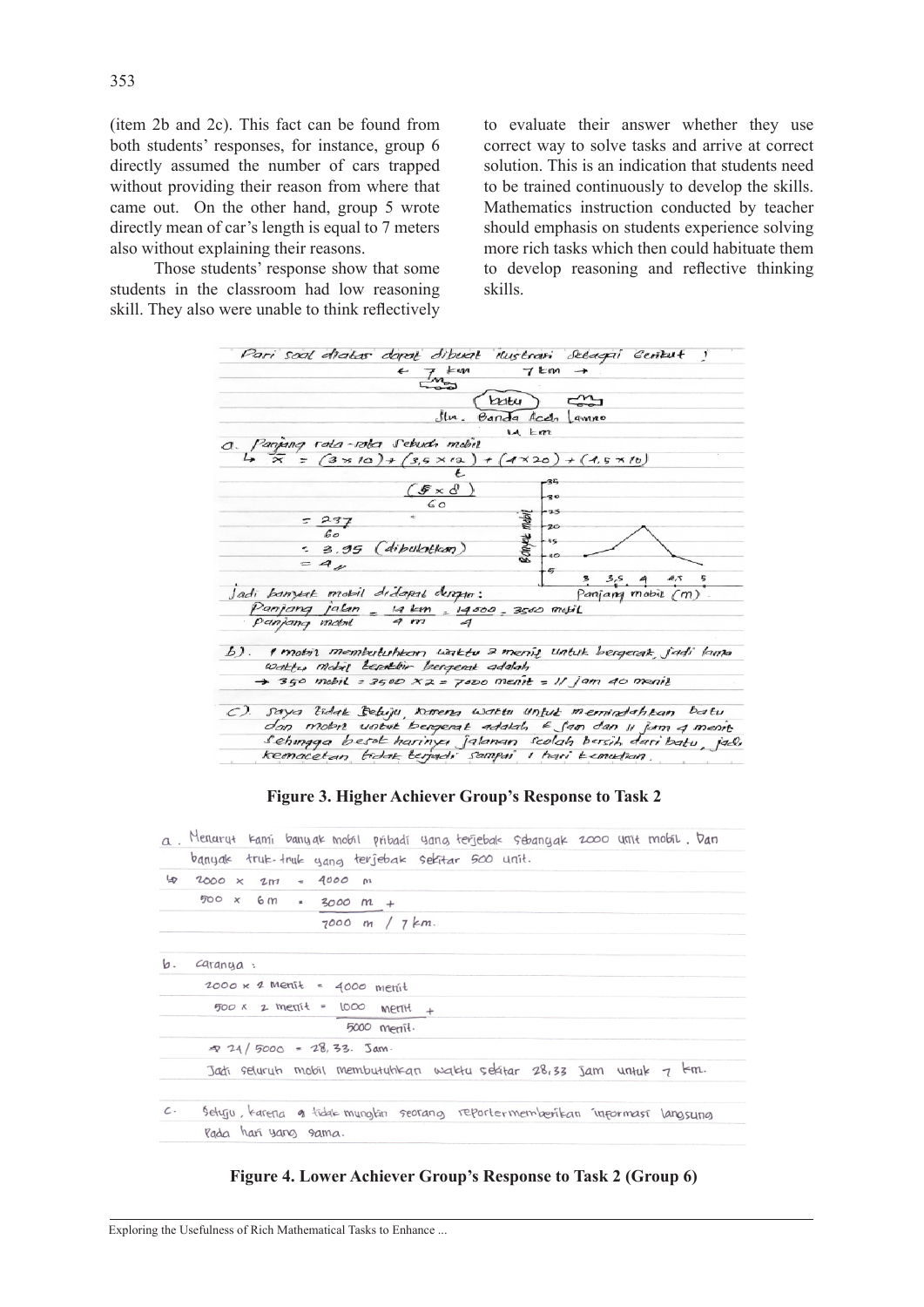(item 2b and 2c). This fact can be found from both students' responses, for instance, group 6 directly assumed the number of cars trapped without providing their reason from where that came out. On the other hand, group 5 wrote directly mean of car's length is equal to 7 meters also without explaining their reasons.

Those students' response show that some students in the classroom had low reasoning skill. They also were unable to think reflectively to evaluate their answer whether they use correct way to solve tasks and arrive at correct solution. This is an indication that students need to be trained continuously to develop the skills. Mathematics instruction conducted by teacher should emphasis on students experience solving more rich tasks which then could habituate them to develop reasoning and reflective thinking skills.

**Figure 3. Higher Achiever Group's Response to Task 2**

**Figure 4. Lower Achiever Group's Response to Task 2 (Group 6)**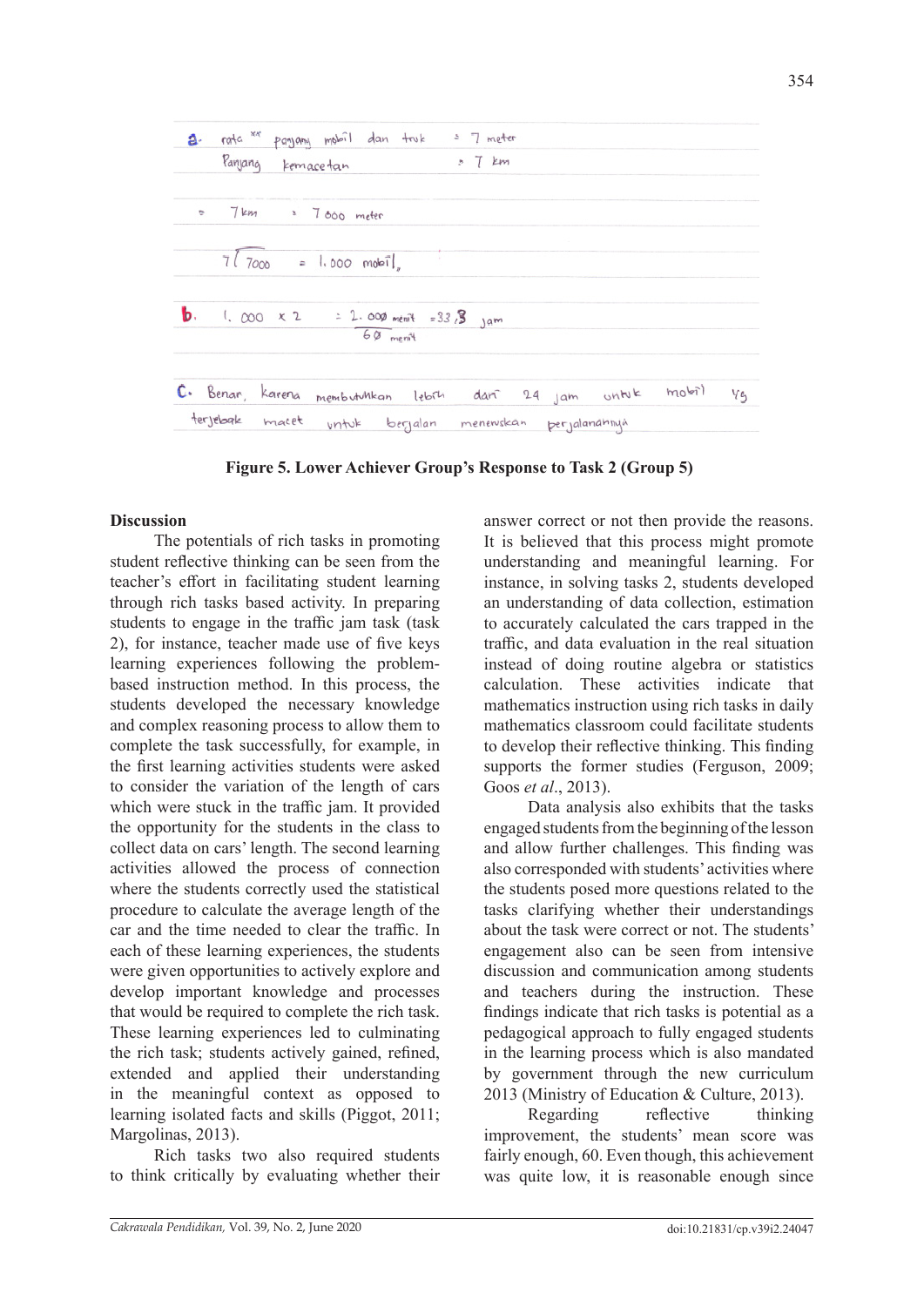a. rata ² panjang mobil dan truk = 7 meter

Panjang kemacetan = 7 km

= 7 km = 7 000 meter

$7 \overline{)7000}$ = 1.000 mobil,

b. 1. 000 x 2 = $\frac{2.000 \text{ menit}}{60 \text{ menit}}$ = 33,3 jam

c. Benar, karena membutuhkan lebih dari 24 jam untuk mobil yg terjebak macet untuk berjalan menenskan perjalanannya

**Figure 5. Lower Achiever Group's Response to Task 2 (Group 5)**

**Discussion**

The potentials of rich tasks in promoting student reflective thinking can be seen from the teacher's effort in facilitating student learning through rich tasks based activity. In preparing students to engage in the traffic jam task (task 2), for instance, teacher made use of five keys learning experiences following the problem-based instruction method. In this process, the students developed the necessary knowledge and complex reasoning process to allow them to complete the task successfully, for example, in the first learning activities students were asked to consider the variation of the length of cars which were stuck in the traffic jam. It provided the opportunity for the students in the class to collect data on cars' length. The second learning activities allowed the process of connection where the students correctly used the statistical procedure to calculate the average length of the car and the time needed to clear the traffic. In each of these learning experiences, the students were given opportunities to actively explore and develop important knowledge and processes that would be required to complete the rich task. These learning experiences led to culminating the rich task; students actively gained, refined, extended and applied their understanding in the meaningful context as opposed to learning isolated facts and skills (Piggot, 2011; Margolinas, 2013).

Rich tasks two also required students to think critically by evaluating whether their answer correct or not then provide the reasons. It is believed that this process might promote understanding and meaningful learning. For instance, in solving tasks 2, students developed an understanding of data collection, estimation to accurately calculated the cars trapped in the traffic, and data evaluation in the real situation instead of doing routine algebra or statistics calculation. These activities indicate that mathematics instruction using rich tasks in daily mathematics classroom could facilitate students to develop their reflective thinking. This finding supports the former studies (Ferguson, 2009; Goos *et al*., 2013).

Data analysis also exhibits that the tasks engaged students from the beginning of the lesson and allow further challenges. This finding was also corresponded with students' activities where the students posed more questions related to the tasks clarifying whether their understandings about the task were correct or not. The students' engagement also can be seen from intensive discussion and communication among students and teachers during the instruction. These findings indicate that rich tasks is potential as a pedagogical approach to fully engaged students in the learning process which is also mandated by government through the new curriculum 2013 (Ministry of Education & Culture, 2013).

Regarding reflective thinking improvement, the students' mean score was fairly enough, 60. Even though, this achievement was quite low, it is reasonable enough since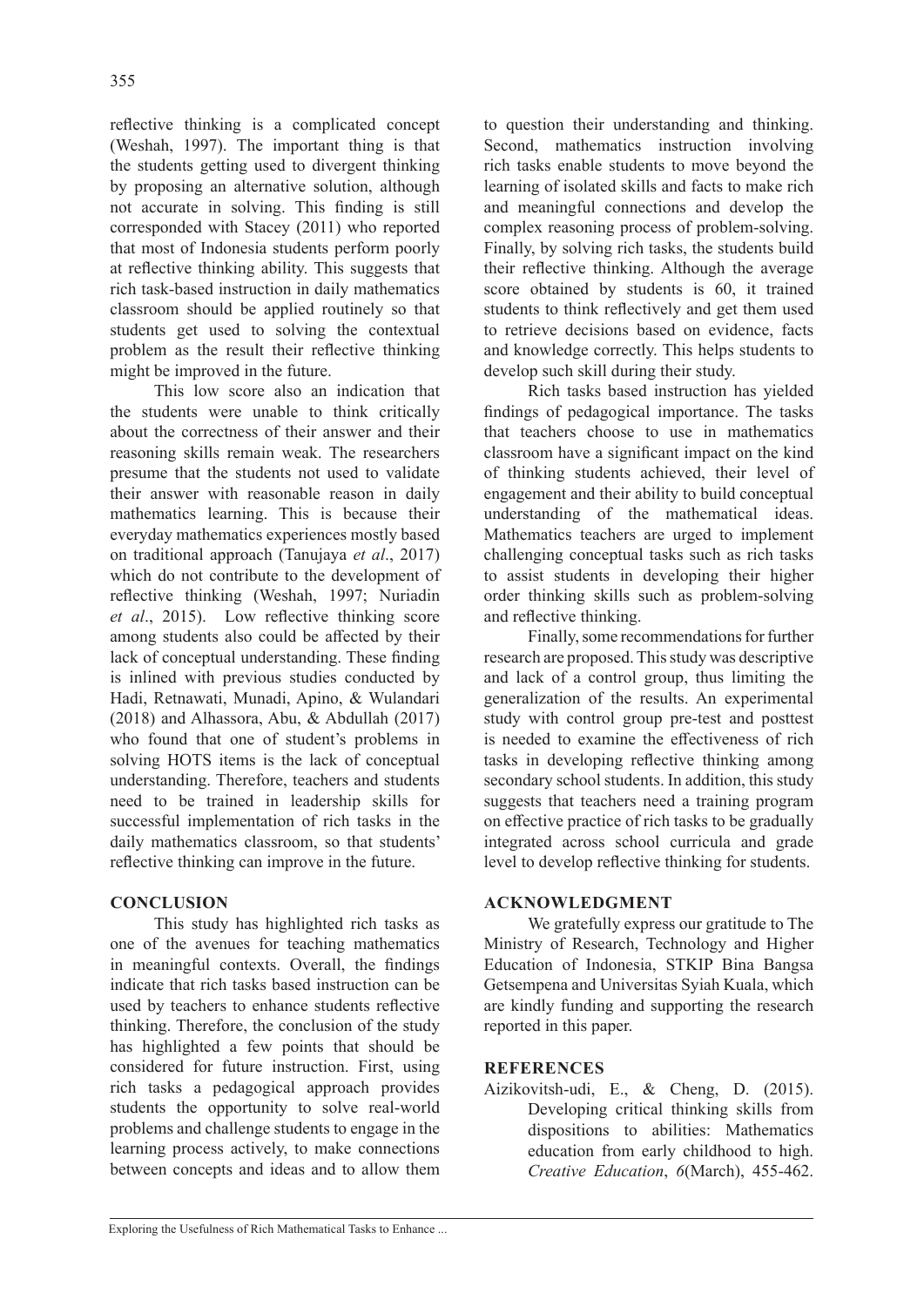reflective thinking is a complicated concept (Weshah, 1997). The important thing is that the students getting used to divergent thinking by proposing an alternative solution, although not accurate in solving. This finding is still corresponded with Stacey (2011) who reported that most of Indonesia students perform poorly at reflective thinking ability. This suggests that rich task-based instruction in daily mathematics classroom should be applied routinely so that students get used to solving the contextual problem as the result their reflective thinking might be improved in the future.

This low score also an indication that the students were unable to think critically about the correctness of their answer and their reasoning skills remain weak. The researchers presume that the students not used to validate their answer with reasonable reason in daily mathematics learning. This is because their everyday mathematics experiences mostly based on traditional approach (Tanujaya *et al*., 2017) which do not contribute to the development of reflective thinking (Weshah, 1997; Nuriadin *et al*., 2015). Low reflective thinking score among students also could be affected by their lack of conceptual understanding. These finding is inlined with previous studies conducted by Hadi, Retnawati, Munadi, Apino, & Wulandari (2018) and Alhassora, Abu, & Abdullah (2017) who found that one of student's problems in solving HOTS items is the lack of conceptual understanding. Therefore, teachers and students need to be trained in leadership skills for successful implementation of rich tasks in the daily mathematics classroom, so that students' reflective thinking can improve in the future.

## CONCLUSION

This study has highlighted rich tasks as one of the avenues for teaching mathematics in meaningful contexts. Overall, the findings indicate that rich tasks based instruction can be used by teachers to enhance students reflective thinking. Therefore, the conclusion of the study has highlighted a few points that should be considered for future instruction. First, using rich tasks a pedagogical approach provides students the opportunity to solve real-world problems and challenge students to engage in the learning process actively, to make connections between concepts and ideas and to allow them to question their understanding and thinking. Second, mathematics instruction involving rich tasks enable students to move beyond the learning of isolated skills and facts to make rich and meaningful connections and develop the complex reasoning process of problem-solving. Finally, by solving rich tasks, the students build their reflective thinking. Although the average score obtained by students is 60, it trained students to think reflectively and get them used to retrieve decisions based on evidence, facts and knowledge correctly. This helps students to develop such skill during their study.

Rich tasks based instruction has yielded findings of pedagogical importance. The tasks that teachers choose to use in mathematics classroom have a significant impact on the kind of thinking students achieved, their level of engagement and their ability to build conceptual understanding of the mathematical ideas. Mathematics teachers are urged to implement challenging conceptual tasks such as rich tasks to assist students in developing their higher order thinking skills such as problem-solving and reflective thinking.

Finally, some recommendations for further research are proposed. This study was descriptive and lack of a control group, thus limiting the generalization of the results. An experimental study with control group pre-test and posttest is needed to examine the effectiveness of rich tasks in developing reflective thinking among secondary school students. In addition, this study suggests that teachers need a training program on effective practice of rich tasks to be gradually integrated across school curricula and grade level to develop reflective thinking for students.

## ACKNOWLEDGMENT

We gratefully express our gratitude to The Ministry of Research, Technology and Higher Education of Indonesia, STKIP Bina Bangsa Getsempena and Universitas Syiah Kuala, which are kindly funding and supporting the research reported in this paper.

## REFERENCES

Aizikovitsh-udi, E., & Cheng, D. (2015). Developing critical thinking skills from dispositions to abilities: Mathematics education from early childhood to high. *Creative Education*, *6*(March), 455-462.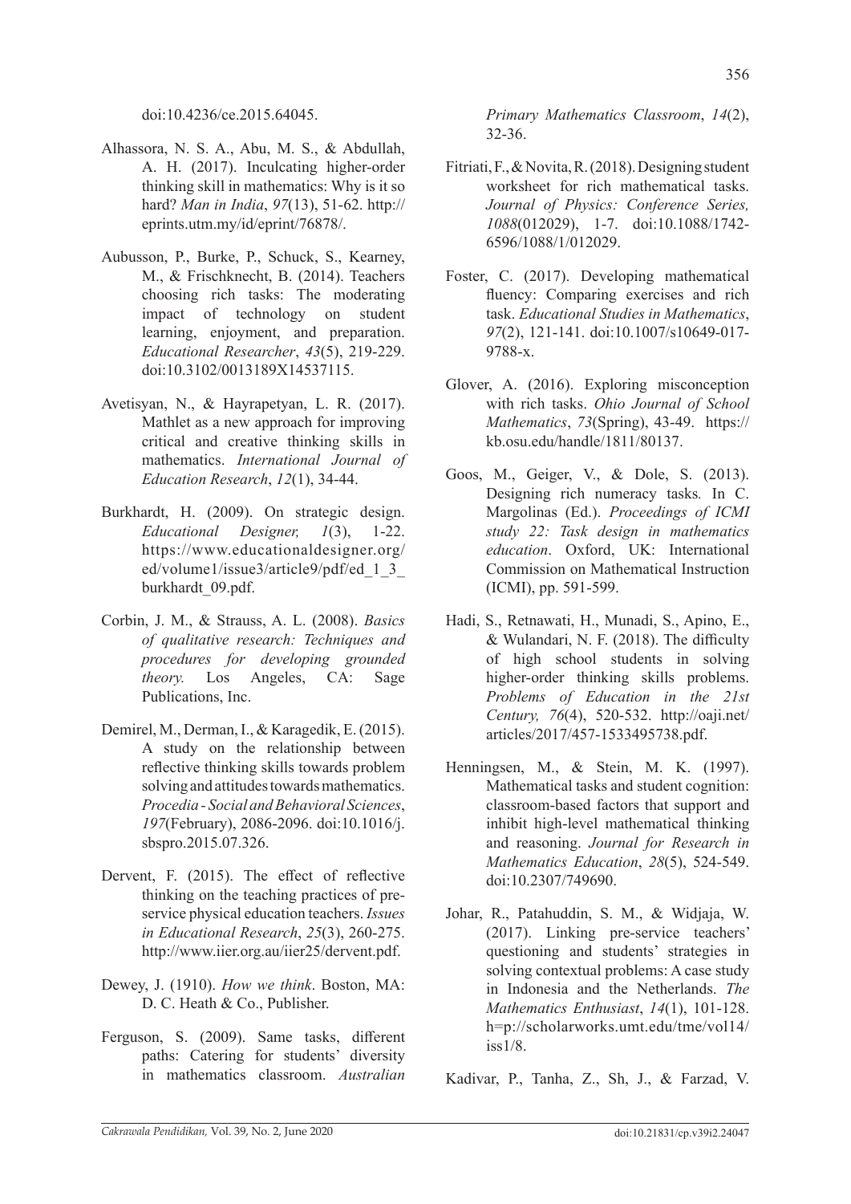doi:10.4236/ce.2015.64045.

Alhassora, N. S. A., Abu, M. S., & Abdullah, A. H. (2017). Inculcating higher-order thinking skill in mathematics: Why is it so hard? *Man in India*, *97*(13), 51-62. http://eprints.utm.my/id/eprint/76878/.

Aubusson, P., Burke, P., Schuck, S., Kearney, M., & Frischknecht, B. (2014). Teachers choosing rich tasks: The moderating impact of technology on student learning, enjoyment, and preparation. *Educational Researcher*, *43*(5), 219-229. doi:10.3102/0013189X14537115.

Avetisyan, N., & Hayrapetyan, L. R. (2017). Mathlet as a new approach for improving critical and creative thinking skills in mathematics. *International Journal of Education Research*, *12*(1), 34-44.

Burkhardt, H. (2009). On strategic design. *Educational Designer, 1*(3), 1-22. https://www.educationaldesigner.org/ed/volume1/issue3/article9/pdf/ed_1_3_burkhardt_09.pdf.

Corbin, J. M., & Strauss, A. L. (2008). *Basics of qualitative research: Techniques and procedures for developing grounded theory.* Los Angeles, CA: Sage Publications, Inc.

Demirel, M., Derman, I., & Karagedik, E. (2015). A study on the relationship between reflective thinking skills towards problem solving and attitudes towards mathematics. *Procedia - Social and Behavioral Sciences*, *197*(February), 2086-2096. doi:10.1016/j.sbspro.2015.07.326.

Dervent, F. (2015). The effect of reflective thinking on the teaching practices of pre-service physical education teachers. *Issues in Educational Research*, *25*(3), 260-275. http://www.iier.org.au/iier25/dervent.pdf.

Dewey, J. (1910). *How we think*. Boston, MA: D. C. Heath & Co., Publisher.

Ferguson, S. (2009). Same tasks, different paths: Catering for students' diversity in mathematics classroom. *Australian Primary Mathematics Classroom*, *14*(2), 32-36.

Fitriati, F., & Novita, R. (2018). Designing student worksheet for rich mathematical tasks. *Journal of Physics: Conference Series, 1088*(012029), 1-7. doi:10.1088/1742-6596/1088/1/012029.

Foster, C. (2017). Developing mathematical fluency: Comparing exercises and rich task. *Educational Studies in Mathematics*, *97*(2), 121-141. doi:10.1007/s10649-017-9788-x.

Glover, A. (2016). Exploring misconception with rich tasks. *Ohio Journal of School Mathematics*, *73*(Spring), 43-49. https://kb.osu.edu/handle/1811/80137.

Goos, M., Geiger, V., & Dole, S. (2013). Designing rich numeracy tasks*.* In C. Margolinas (Ed.). *Proceedings of ICMI study 22: Task design in mathematics education*. Oxford, UK: International Commission on Mathematical Instruction (ICMI), pp. 591-599.

Hadi, S., Retnawati, H., Munadi, S., Apino, E., & Wulandari, N. F. (2018). The difficulty of high school students in solving higher-order thinking skills problems. *Problems of Education in the 21st Century, 76*(4), 520-532. http://oaji.net/articles/2017/457-1533495738.pdf.

Henningsen, M., & Stein, M. K. (1997). Mathematical tasks and student cognition: classroom-based factors that support and inhibit high-level mathematical thinking and reasoning. *Journal for Research in Mathematics Education*, *28*(5), 524-549. doi:10.2307/749690.

Johar, R., Patahuddin, S. M., & Widjaja, W. (2017). Linking pre-service teachers' questioning and students' strategies in solving contextual problems: A case study in Indonesia and the Netherlands. *The Mathematics Enthusiast*, *14*(1), 101-128. h=p://scholarworks.umt.edu/tme/vol14/iss1/8.

Kadivar, P., Tanha, Z., Sh, J., & Farzad, V.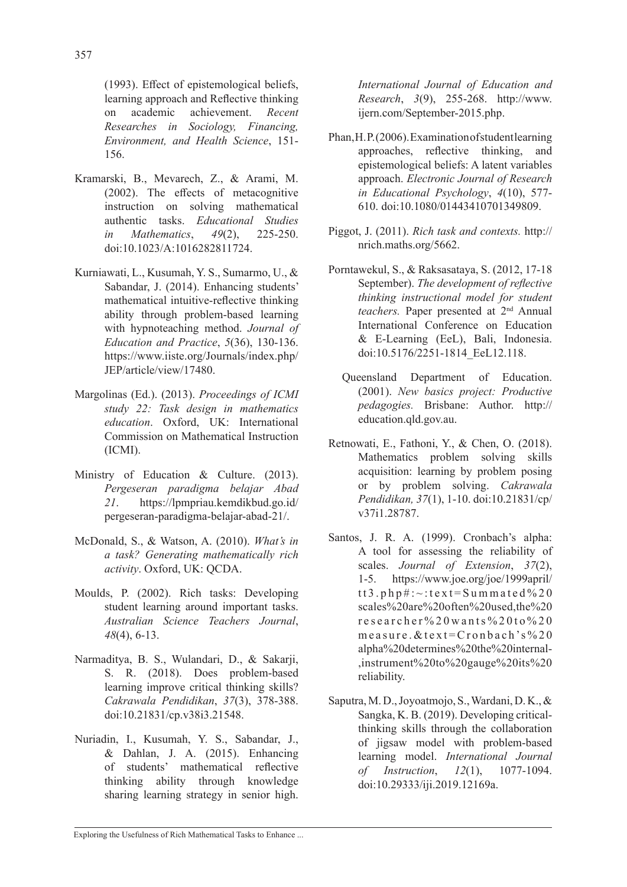(1993). Effect of epistemological beliefs, learning approach and Reflective thinking on academic achievement. *Recent Researches in Sociology, Financing, Environment, and Health Science*, 151-156.

Kramarski, B., Mevarech, Z., & Arami, M. (2002). The effects of metacognitive instruction on solving mathematical authentic tasks. *Educational Studies in Mathematics*, *49*(2), 225-250. doi:10.1023/A:1016282811724.

Kurniawati, L., Kusumah, Y. S., Sumarmo, U., & Sabandar, J. (2014). Enhancing students' mathematical intuitive-reflective thinking ability through problem-based learning with hypnoteaching method. *Journal of Education and Practice*, *5*(36), 130-136. https://www.iiste.org/Journals/index.php/JEP/article/view/17480.

Margolinas (Ed.). (2013). *Proceedings of ICMI study 22: Task design in mathematics education*. Oxford, UK: International Commission on Mathematical Instruction (ICMI).

Ministry of Education & Culture. (2013). *Pergeseran paradigma belajar Abad 21*. https://lpmpriau.kemdikbud.go.id/pergeseran-paradigma-belajar-abad-21/.

McDonald, S., & Watson, A. (2010). *What's in a task? Generating mathematically rich activity*. Oxford, UK: QCDA.

Moulds, P. (2002). Rich tasks: Developing student learning around important tasks. *Australian Science Teachers Journal*, *48*(4), 6-13.

Narmaditya, B. S., Wulandari, D., & Sakarji, S. R. (2018). Does problem-based learning improve critical thinking skills? *Cakrawala Pendidikan*, *37*(3), 378-388. doi:10.21831/cp.v38i3.21548.

Nuriadin, I., Kusumah, Y. S., Sabandar, J., & Dahlan, J. A. (2015). Enhancing of students' mathematical reflective thinking ability through knowledge sharing learning strategy in senior high. *International Journal of Education and Research*, *3*(9), 255-268. http://www.ijern.com/September-2015.php.

Phan, H. P. (2006). Examination of student learning approaches, reflective thinking, and epistemological beliefs: A latent variables approach. *Electronic Journal of Research in Educational Psychology*, *4*(10), 577-610. doi:10.1080/01443410701349809.

Piggot, J. (2011). *Rich task and contexts.* http://nrich.maths.org/5662.

Porntawekul, S., & Raksasataya, S. (2012, 17-18 September). *The development of reflective thinking instructional model for student teachers.* Paper presented at 2nd Annual International Conference on Education & E-Learning (EeL), Bali, Indonesia. doi:10.5176/2251-1814_EeL12.118.

Queensland Department of Education. (2001). *New basics project: Productive pedagogies.* Brisbane: Author. http://education.qld.gov.au.

Retnowati, E., Fathoni, Y., & Chen, O. (2018). Mathematics problem solving skills acquisition: learning by problem posing or by problem solving. *Cakrawala Pendidikan, 37*(1), 1-10. doi:10.21831/cp/v37i1.28787.

Santos, J. R. A. (1999). Cronbach's alpha: A tool for assessing the reliability of scales. *Journal of Extension*, *37*(2), 1-5. https://www.joe.org/joe/1999april/tt3.php#:~:text=Summated%20scales%20are%20often%20used,the%20researcher%20wants%20to%20measure.&text=Cronbach's%20alpha%20determines%20the%20internal-,instrument%20to%20gauge%20its%20reliability.

Saputra, M. D., Joyoatmojo, S., Wardani, D. K., & Sangka, K. B. (2019). Developing critical-thinking skills through the collaboration of jigsaw model with problem-based learning model. *International Journal of Instruction*, *12*(1), 1077-1094. doi:10.29333/iji.2019.12169a.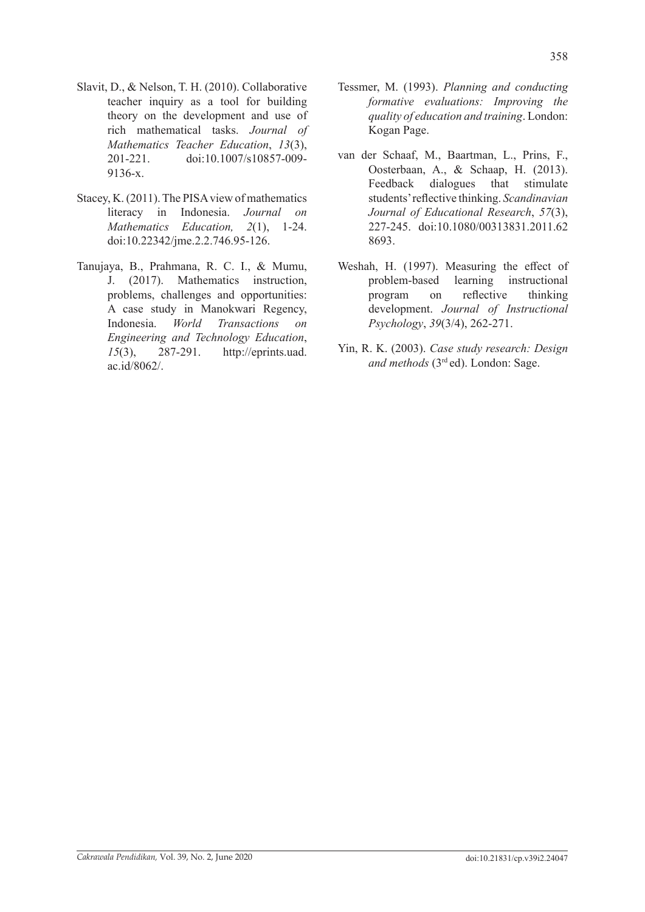Slavit, D., & Nelson, T. H. (2010). Collaborative teacher inquiry as a tool for building theory on the development and use of rich mathematical tasks. *Journal of Mathematics Teacher Education*, *13*(3), 201-221. doi:10.1007/s10857-009-9136-x.

Stacey, K. (2011). The PISA view of mathematics literacy in Indonesia. *Journal on Mathematics Education, 2*(1), 1-24. doi:10.22342/jme.2.2.746.95-126.

Tanujaya, B., Prahmana, R. C. I., & Mumu, J. (2017). Mathematics instruction, problems, challenges and opportunities: A case study in Manokwari Regency, Indonesia. *World Transactions on Engineering and Technology Education*, *15*(3), 287-291. http://eprints.uad.ac.id/8062/.

Tessmer, M. (1993). *Planning and conducting formative evaluations: Improving the quality of education and training*. London: Kogan Page.

van der Schaaf, M., Baartman, L., Prins, F., Oosterbaan, A., & Schaap, H. (2013). Feedback dialogues that stimulate students' reflective thinking. *Scandinavian Journal of Educational Research*, *57*(3), 227-245. doi:10.1080/00313831.2011.628693.

Weshah, H. (1997). Measuring the effect of problem-based learning instructional program on reflective thinking development. *Journal of Instructional Psychology*, *39*(3/4), 262-271.

Yin, R. K. (2003). *Case study research: Design and methods* (3rd ed). London: Sage.